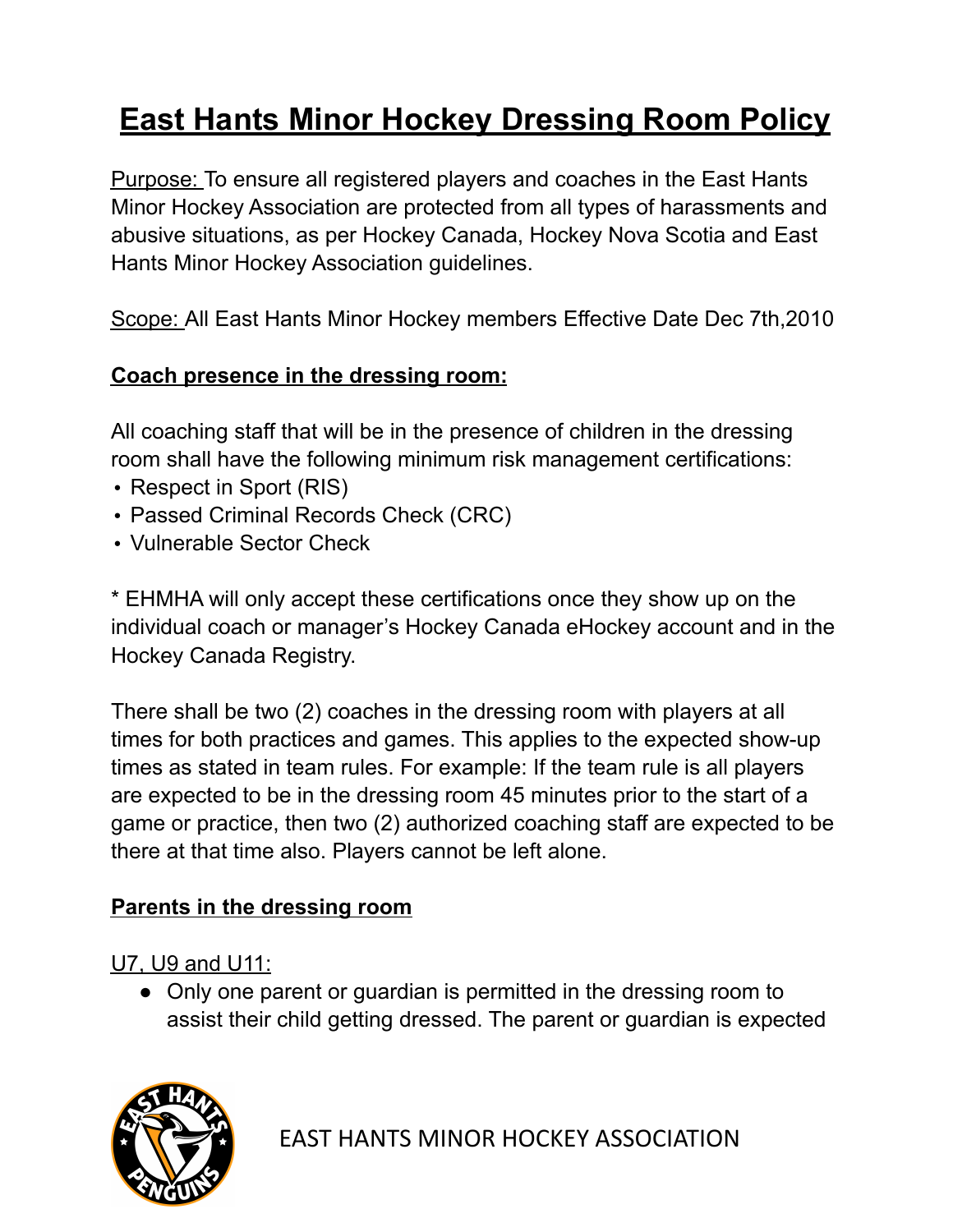# East Hants Minor Hockey Dressing Room Policy

Purpose: To ensure all registered players and coaches in the East Hants Minor Hockey Association are protected from all types of harassments and abusive situations, as per Hockey Canada, Hockey Nova Scotia and East Hants Minor Hockey Association guidelines.

Scope: All East Hants Minor Hockey members Effective Date Dec 7th,2010

## Coach presence in the dressing room:

All coaching staff that will be in the presence of children in the dressing room shall have the following minimum risk management certifications:

- Respect in Sport (RIS)
- Passed Criminal Records Check (CRC)
- Vulnerable Sector Check

* EHMHA will only accept these certifications once they show up on the individual coach or manager's Hockey Canada eHockey account and in the Hockey Canada Registry.

There shall be two (2) coaches in the dressing room with players at all times for both practices and games. This applies to the expected show-up times as stated in team rules. For example: If the team rule is all players are expected to be in the dressing room 45 minutes prior to the start of a game or practice, then two (2) authorized coaching staff are expected to be there at that time also. Players cannot be left alone.

## Parents in the dressing room

U7, U9 and U11:

- Only one parent or guardian is permitted in the dressing room to assist their child getting dressed. The parent or guardian is expected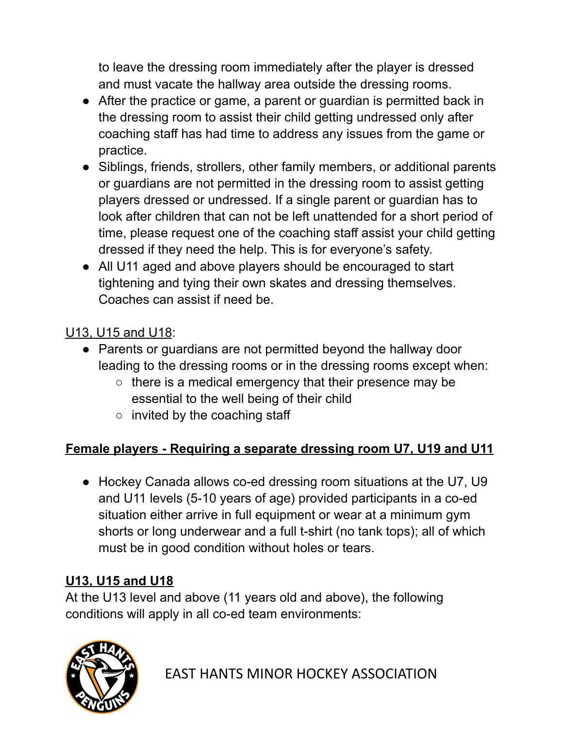to leave the dressing room immediately after the player is dressed and must vacate the hallway area outside the dressing rooms.

- After the practice or game, a parent or guardian is permitted back in the dressing room to assist their child getting undressed only after coaching staff has had time to address any issues from the game or practice.
- Siblings, friends, strollers, other family members, or additional parents or guardians are not permitted in the dressing room to assist getting players dressed or undressed. If a single parent or guardian has to look after children that can not be left unattended for a short period of time, please request one of the coaching staff assist your child getting dressed if they need the help. This is for everyone's safety.
- All U11 aged and above players should be encouraged to start tightening and tying their own skates and dressing themselves. Coaches can assist if need be.

U13, U15 and U18:

- Parents or guardians are not permitted beyond the hallway door leading to the dressing rooms or in the dressing rooms except when:
  - there is a medical emergency that their presence may be essential to the well being of their child
  - invited by the coaching staff

**Female players - Requiring a separate dressing room U7, U19 and U11**

- Hockey Canada allows co-ed dressing room situations at the U7, U9 and U11 levels (5-10 years of age) provided participants in a co-ed situation either arrive in full equipment or wear at a minimum gym shorts or long underwear and a full t-shirt (no tank tops); all of which must be in good condition without holes or tears.

**U13, U15 and U18**

At the U13 level and above (11 years old and above), the following conditions will apply in all co-ed team environments: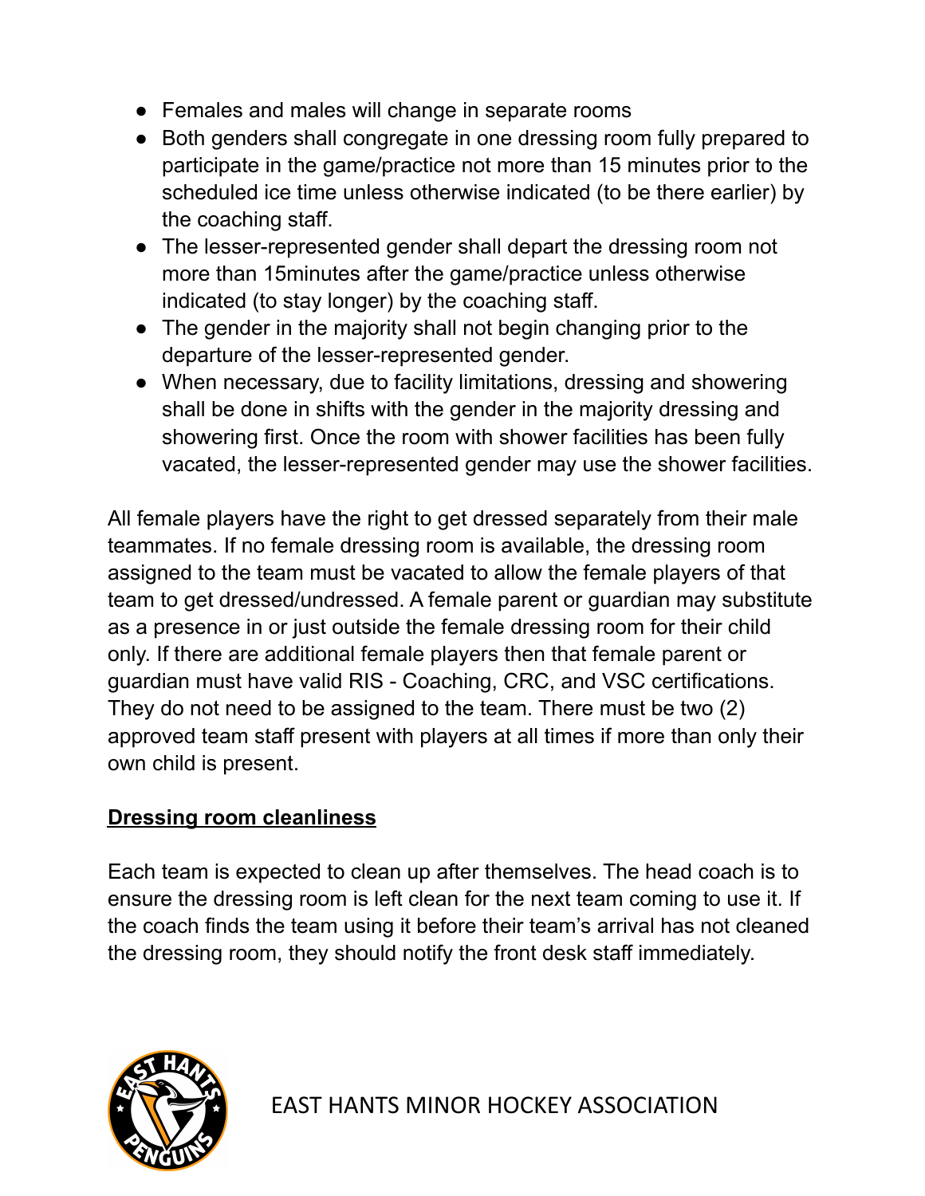- Females and males will change in separate rooms
- Both genders shall congregate in one dressing room fully prepared to participate in the game/practice not more than 15 minutes prior to the scheduled ice time unless otherwise indicated (to be there earlier) by the coaching staff.
- The lesser-represented gender shall depart the dressing room not more than 15minutes after the game/practice unless otherwise indicated (to stay longer) by the coaching staff.
- The gender in the majority shall not begin changing prior to the departure of the lesser-represented gender.
- When necessary, due to facility limitations, dressing and showering shall be done in shifts with the gender in the majority dressing and showering first. Once the room with shower facilities has been fully vacated, the lesser-represented gender may use the shower facilities.

All female players have the right to get dressed separately from their male teammates. If no female dressing room is available, the dressing room assigned to the team must be vacated to allow the female players of that team to get dressed/undressed. A female parent or guardian may substitute as a presence in or just outside the female dressing room for their child only. If there are additional female players then that female parent or guardian must have valid RIS - Coaching, CRC, and VSC certifications. They do not need to be assigned to the team. There must be two (2) approved team staff present with players at all times if more than only their own child is present.

**Dressing room cleanliness**

Each team is expected to clean up after themselves. The head coach is to ensure the dressing room is left clean for the next team coming to use it. If the coach finds the team using it before their team's arrival has not cleaned the dressing room, they should notify the front desk staff immediately.